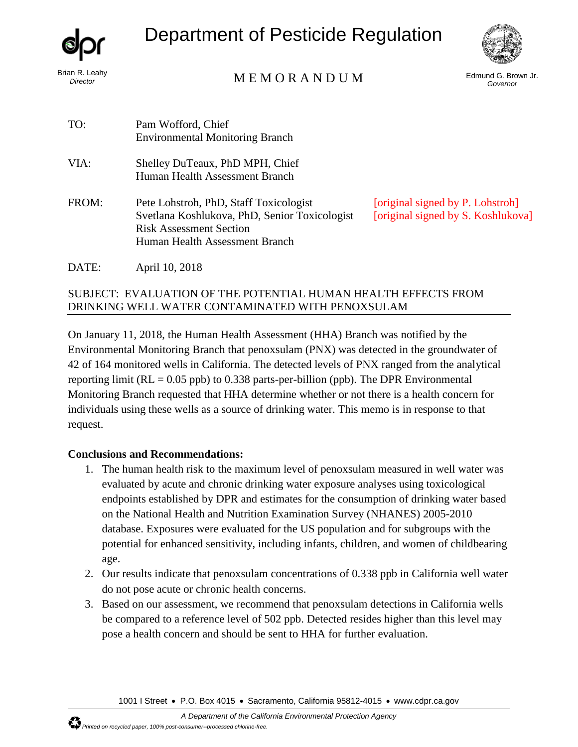# Department of Pesticide Regulation

Brian R. Leahy
*Director*

MEMORANDUM

Edmund G. Brown Jr.
*Governor*

TO: Pam Wofford, Chief
Environmental Monitoring Branch

VIA: Shelley DuTeaux, PhD MPH, Chief
Human Health Assessment Branch

FROM: Pete Lohstroh, PhD, Staff Toxicologist [original signed by P. Lohstroh]
Svetlana Koshlukova, PhD, Senior Toxicologist [original signed by S. Koshlukova]
Risk Assessment Section
Human Health Assessment Branch

DATE: April 10, 2018

SUBJECT: EVALUATION OF THE POTENTIAL HUMAN HEALTH EFFECTS FROM DRINKING WELL WATER CONTAMINATED WITH PENOXSULAM

On January 11, 2018, the Human Health Assessment (HHA) Branch was notified by the Environmental Monitoring Branch that penoxsulam (PNX) was detected in the groundwater of 42 of 164 monitored wells in California. The detected levels of PNX ranged from the analytical reporting limit (RL = 0.05 ppb) to 0.338 parts-per-billion (ppb). The DPR Environmental Monitoring Branch requested that HHA determine whether or not there is a health concern for individuals using these wells as a source of drinking water. This memo is in response to that request.

**Conclusions and Recommendations:**

1. The human health risk to the maximum level of penoxsulam measured in well water was evaluated by acute and chronic drinking water exposure analyses using toxicological endpoints established by DPR and estimates for the consumption of drinking water based on the National Health and Nutrition Examination Survey (NHANES) 2005-2010 database. Exposures were evaluated for the US population and for subgroups with the potential for enhanced sensitivity, including infants, children, and women of childbearing age.
2. Our results indicate that penoxsulam concentrations of 0.338 ppb in California well water do not pose acute or chronic health concerns.
3. Based on our assessment, we recommend that penoxsulam detections in California wells be compared to a reference level of 502 ppb. Detected resides higher than this level may pose a health concern and should be sent to HHA for further evaluation.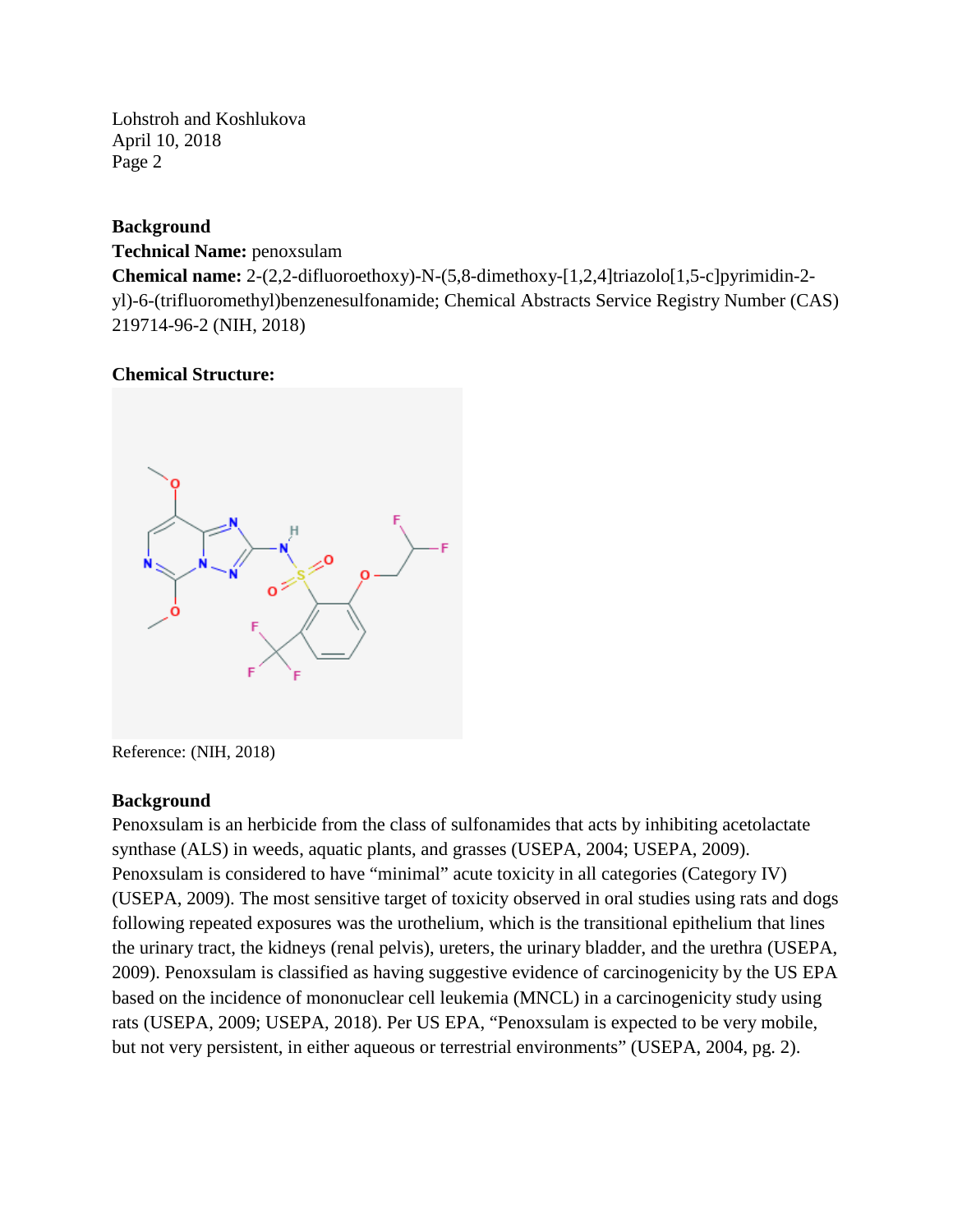**Background**

**Technical Name:** penoxsulam

**Chemical name:** 2-(2,2-difluoroethoxy)-N-(5,8-dimethoxy-[1,2,4]triazolo[1,5-c]pyrimidin-2-yl)-6-(trifluoromethyl)benzenesulfonamide; Chemical Abstracts Service Registry Number (CAS) 219714-96-2 (NIH, 2018)

**Chemical Structure:**

Reference: (NIH, 2018)

**Background**

Penoxsulam is an herbicide from the class of sulfonamides that acts by inhibiting acetolactate synthase (ALS) in weeds, aquatic plants, and grasses (USEPA, 2004; USEPA, 2009). Penoxsulam is considered to have "minimal" acute toxicity in all categories (Category IV) (USEPA, 2009). The most sensitive target of toxicity observed in oral studies using rats and dogs following repeated exposures was the urothelium, which is the transitional epithelium that lines the urinary tract, the kidneys (renal pelvis), ureters, the urinary bladder, and the urethra (USEPA, 2009). Penoxsulam is classified as having suggestive evidence of carcinogenicity by the US EPA based on the incidence of mononuclear cell leukemia (MNCL) in a carcinogenicity study using rats (USEPA, 2009; USEPA, 2018). Per US EPA, "Penoxsulam is expected to be very mobile, but not very persistent, in either aqueous or terrestrial environments" (USEPA, 2004, pg. 2).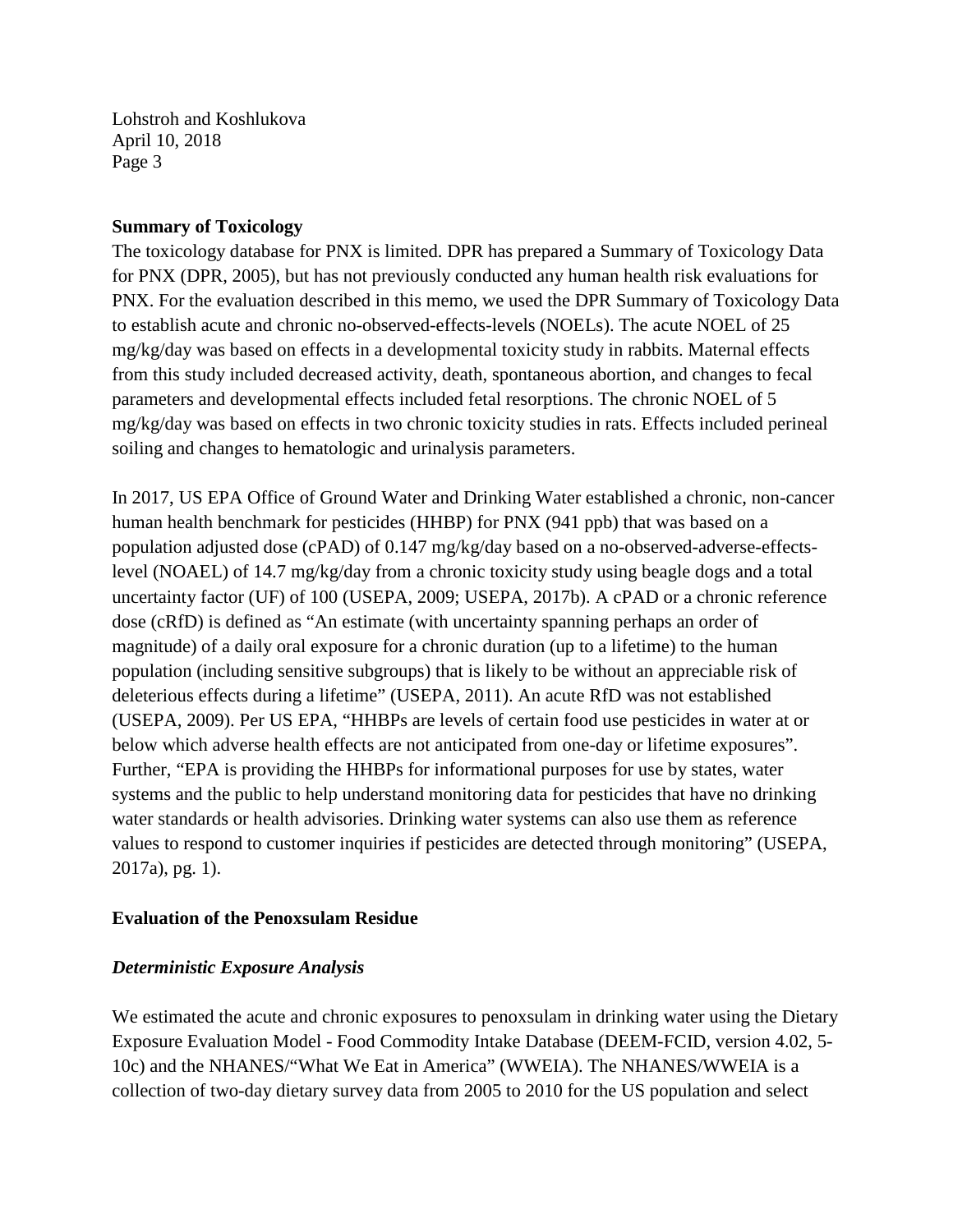**Summary of Toxicology**

The toxicology database for PNX is limited. DPR has prepared a Summary of Toxicology Data for PNX (DPR, 2005), but has not previously conducted any human health risk evaluations for PNX. For the evaluation described in this memo, we used the DPR Summary of Toxicology Data to establish acute and chronic no-observed-effects-levels (NOELs). The acute NOEL of 25 mg/kg/day was based on effects in a developmental toxicity study in rabbits. Maternal effects from this study included decreased activity, death, spontaneous abortion, and changes to fecal parameters and developmental effects included fetal resorptions. The chronic NOEL of 5 mg/kg/day was based on effects in two chronic toxicity studies in rats. Effects included perineal soiling and changes to hematologic and urinalysis parameters.

In 2017, US EPA Office of Ground Water and Drinking Water established a chronic, non-cancer human health benchmark for pesticides (HHBP) for PNX (941 ppb) that was based on a population adjusted dose (cPAD) of 0.147 mg/kg/day based on a no-observed-adverse-effects-level (NOAEL) of 14.7 mg/kg/day from a chronic toxicity study using beagle dogs and a total uncertainty factor (UF) of 100 (USEPA, 2009; USEPA, 2017b). A cPAD or a chronic reference dose (cRfD) is defined as "An estimate (with uncertainty spanning perhaps an order of magnitude) of a daily oral exposure for a chronic duration (up to a lifetime) to the human population (including sensitive subgroups) that is likely to be without an appreciable risk of deleterious effects during a lifetime" (USEPA, 2011). An acute RfD was not established (USEPA, 2009). Per US EPA, "HHBPs are levels of certain food use pesticides in water at or below which adverse health effects are not anticipated from one-day or lifetime exposures". Further, "EPA is providing the HHBPs for informational purposes for use by states, water systems and the public to help understand monitoring data for pesticides that have no drinking water standards or health advisories. Drinking water systems can also use them as reference values to respond to customer inquiries if pesticides are detected through monitoring" (USEPA, 2017a), pg. 1).

**Evaluation of the Penoxsulam Residue**

***Deterministic Exposure Analysis***

We estimated the acute and chronic exposures to penoxsulam in drinking water using the Dietary Exposure Evaluation Model - Food Commodity Intake Database (DEEM-FCID, version 4.02, 5-10c) and the NHANES/"What We Eat in America" (WWEIA). The NHANES/WWEIA is a collection of two-day dietary survey data from 2005 to 2010 for the US population and select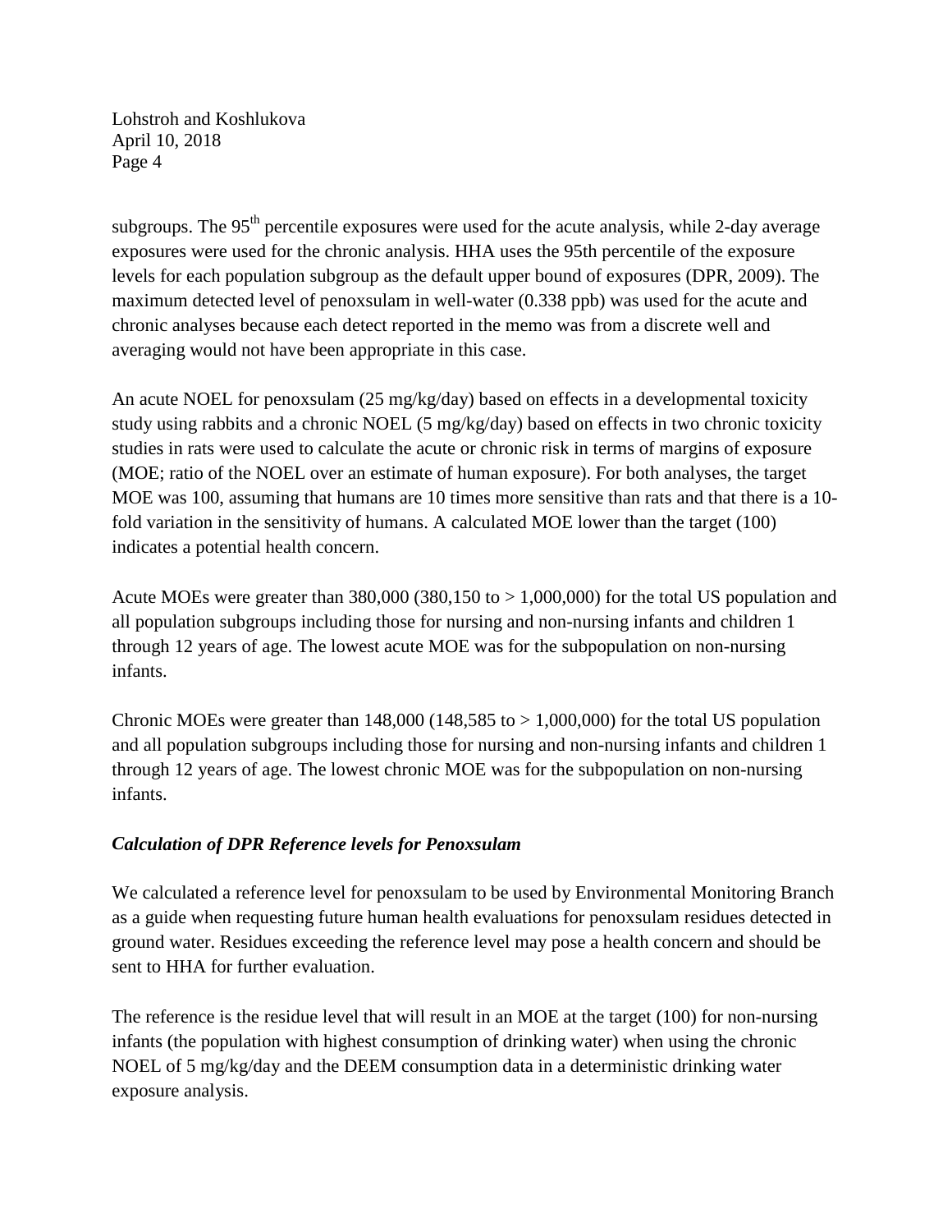subgroups. The 95$^{th}$ percentile exposures were used for the acute analysis, while 2-day average exposures were used for the chronic analysis. HHA uses the 95th percentile of the exposure levels for each population subgroup as the default upper bound of exposures (DPR, 2009). The maximum detected level of penoxsulam in well-water (0.338 ppb) was used for the acute and chronic analyses because each detect reported in the memo was from a discrete well and averaging would not have been appropriate in this case.

An acute NOEL for penoxsulam (25 mg/kg/day) based on effects in a developmental toxicity study using rabbits and a chronic NOEL (5 mg/kg/day) based on effects in two chronic toxicity studies in rats were used to calculate the acute or chronic risk in terms of margins of exposure (MOE; ratio of the NOEL over an estimate of human exposure). For both analyses, the target MOE was 100, assuming that humans are 10 times more sensitive than rats and that there is a 10-fold variation in the sensitivity of humans. A calculated MOE lower than the target (100) indicates a potential health concern.

Acute MOEs were greater than 380,000 (380,150 to > 1,000,000) for the total US population and all population subgroups including those for nursing and non-nursing infants and children 1 through 12 years of age. The lowest acute MOE was for the subpopulation on non-nursing infants.

Chronic MOEs were greater than 148,000 (148,585 to > 1,000,000) for the total US population and all population subgroups including those for nursing and non-nursing infants and children 1 through 12 years of age. The lowest chronic MOE was for the subpopulation on non-nursing infants.

### *Calculation of DPR Reference levels for Penoxsulam*

We calculated a reference level for penoxsulam to be used by Environmental Monitoring Branch as a guide when requesting future human health evaluations for penoxsulam residues detected in ground water. Residues exceeding the reference level may pose a health concern and should be sent to HHA for further evaluation.

The reference is the residue level that will result in an MOE at the target (100) for non-nursing infants (the population with highest consumption of drinking water) when using the chronic NOEL of 5 mg/kg/day and the DEEM consumption data in a deterministic drinking water exposure analysis.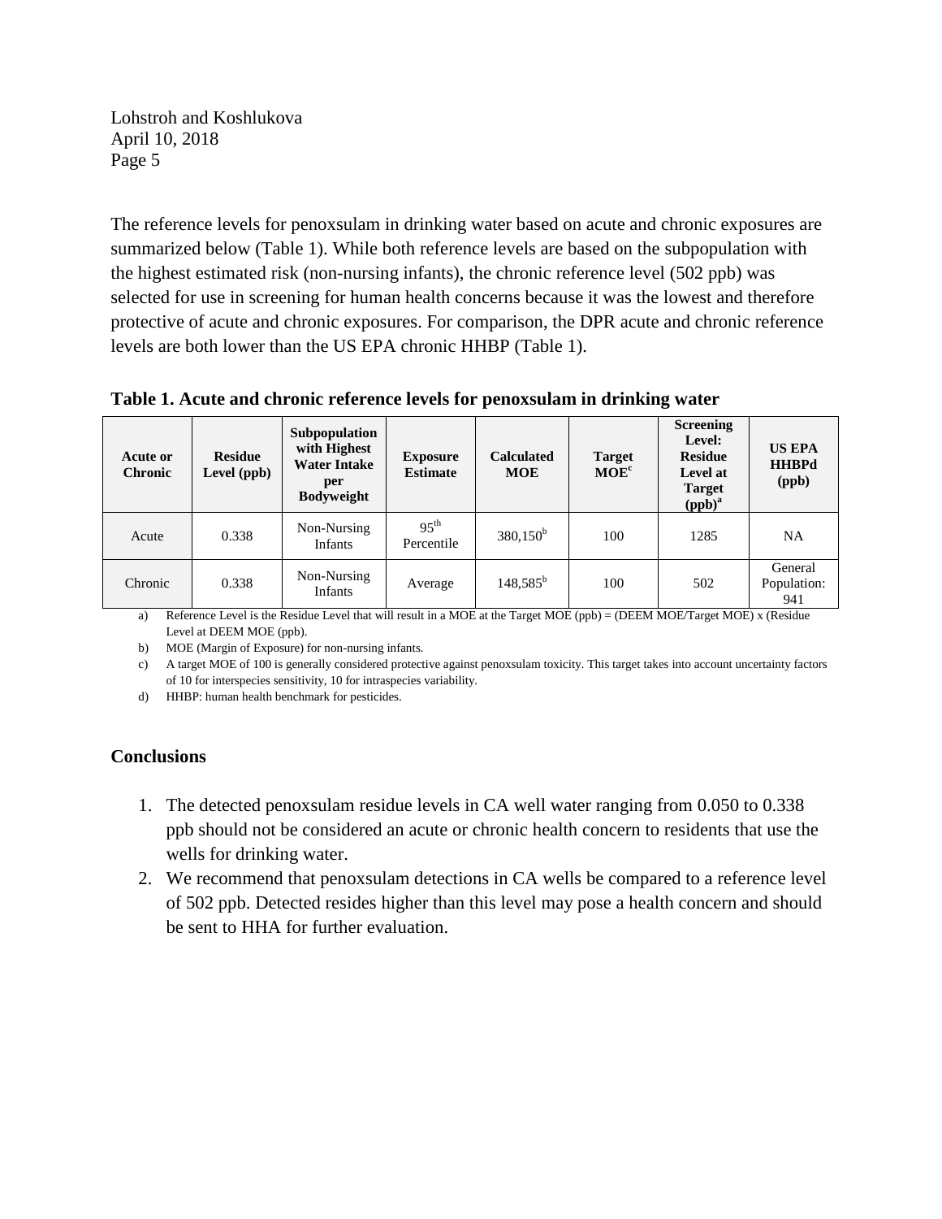The reference levels for penoxsulam in drinking water based on acute and chronic exposures are summarized below (Table 1). While both reference levels are based on the subpopulation with the highest estimated risk (non-nursing infants), the chronic reference level (502 ppb) was selected for use in screening for human health concerns because it was the lowest and therefore protective of acute and chronic exposures. For comparison, the DPR acute and chronic reference levels are both lower than the US EPA chronic HHBP (Table 1).

**Table 1. Acute and chronic reference levels for penoxsulam in drinking water**

| Acute or Chronic | Residue Level (ppb) | Subpopulation with Highest Water Intake per Bodyweight | Exposure Estimate | Calculated MOE | Target MOE[c] | Screening Level: Residue Level at Target (ppb)[a] | US EPA HHBPd (ppb) |
|---|---|---|---|---|---|---|---|
| Acute | 0.338 | Non-Nursing Infants | 95th Percentile | 380,150[b] | 100 | 1285 | NA |
| Chronic | 0.338 | Non-Nursing Infants | Average | 148,585[b] | 100 | 502 | General Population: 941 |

a) Reference Level is the Residue Level that will result in a MOE at the Target MOE (ppb) = (DEEM MOE/Target MOE) x (Residue Level at DEEM MOE (ppb).

b) MOE (Margin of Exposure) for non-nursing infants.

c) A target MOE of 100 is generally considered protective against penoxsulam toxicity. This target takes into account uncertainty factors of 10 for interspecies sensitivity, 10 for intraspecies variability.

d) HHBP: human health benchmark for pesticides.

## Conclusions

1. The detected penoxsulam residue levels in CA well water ranging from 0.050 to 0.338 ppb should not be considered an acute or chronic health concern to residents that use the wells for drinking water.
2. We recommend that penoxsulam detections in CA wells be compared to a reference level of 502 ppb. Detected resides higher than this level may pose a health concern and should be sent to HHA for further evaluation.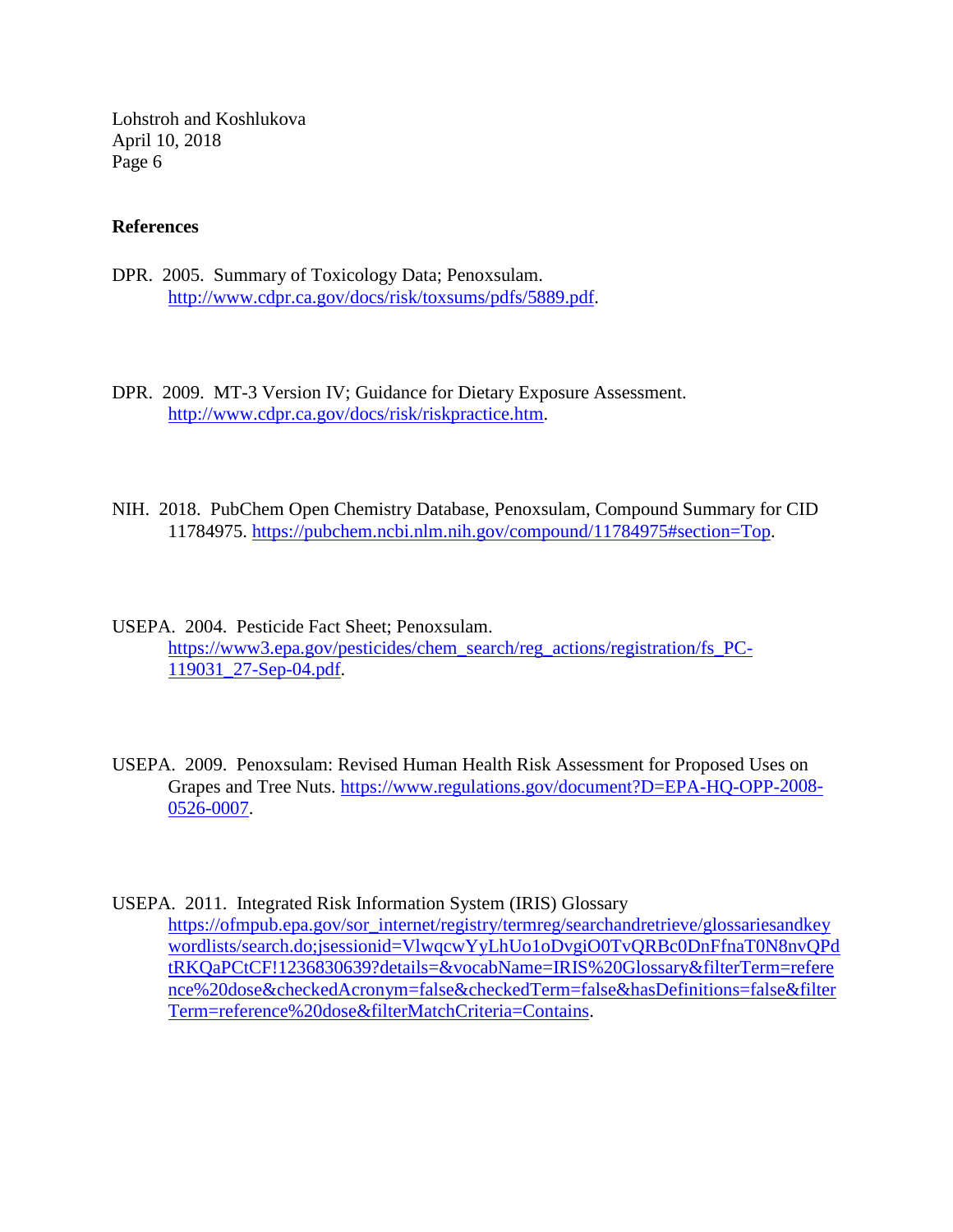**References**

DPR. 2005. Summary of Toxicology Data; Penoxsulam. http://www.cdpr.ca.gov/docs/risk/toxsums/pdfs/5889.pdf.

DPR. 2009. MT-3 Version IV; Guidance for Dietary Exposure Assessment. http://www.cdpr.ca.gov/docs/risk/riskpractice.htm.

NIH. 2018. PubChem Open Chemistry Database, Penoxsulam, Compound Summary for CID 11784975. https://pubchem.ncbi.nlm.nih.gov/compound/11784975#section=Top.

USEPA. 2004. Pesticide Fact Sheet; Penoxsulam. https://www3.epa.gov/pesticides/chem_search/reg_actions/registration/fs_PC-119031_27-Sep-04.pdf.

USEPA. 2009. Penoxsulam: Revised Human Health Risk Assessment for Proposed Uses on Grapes and Tree Nuts. https://www.regulations.gov/document?D=EPA-HQ-OPP-2008-0526-0007.

USEPA. 2011. Integrated Risk Information System (IRIS) Glossary https://ofmpub.epa.gov/sor_internet/registry/termreg/searchandretrieve/glossariesandkeywordlists/search.do;jsessionid=VlwqcwYyLhUo1oDvgiO0TvQRBc0DnFfnaT0N8nvQPdtRKQaPCtCF!1236830639?details=&vocabName=IRIS%20Glossary&filterTerm=reference%20dose&checkedAcronym=false&checkedTerm=false&hasDefinitions=false&filterTerm=reference%20dose&filterMatchCriteria=Contains.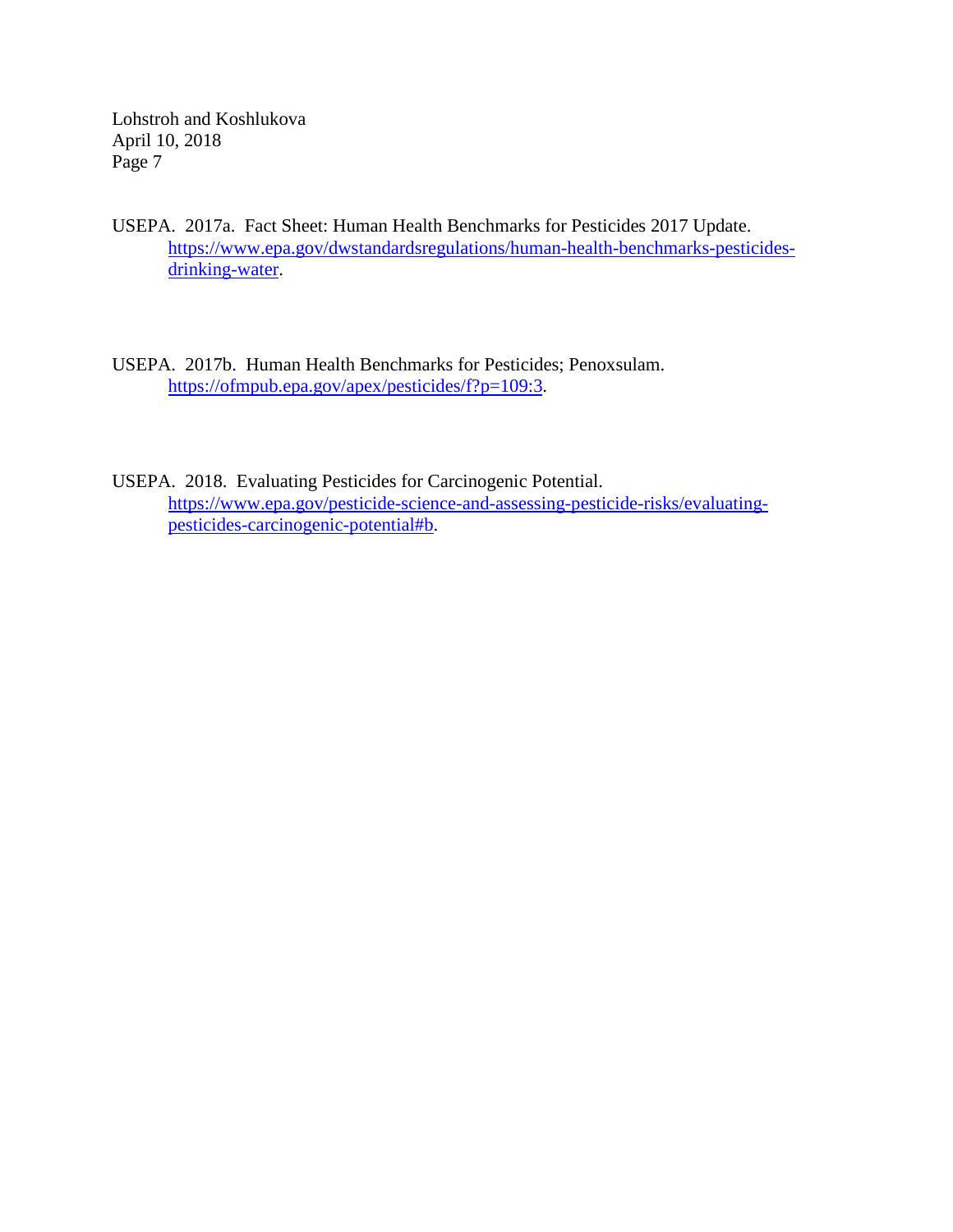USEPA. 2017a. Fact Sheet: Human Health Benchmarks for Pesticides 2017 Update. https://www.epa.gov/dwstandardsregulations/human-health-benchmarks-pesticides-drinking-water.

USEPA. 2017b. Human Health Benchmarks for Pesticides; Penoxsulam. https://ofmpub.epa.gov/apex/pesticides/f?p=109:3.

USEPA. 2018. Evaluating Pesticides for Carcinogenic Potential. https://www.epa.gov/pesticide-science-and-assessing-pesticide-risks/evaluating-pesticides-carcinogenic-potential#b.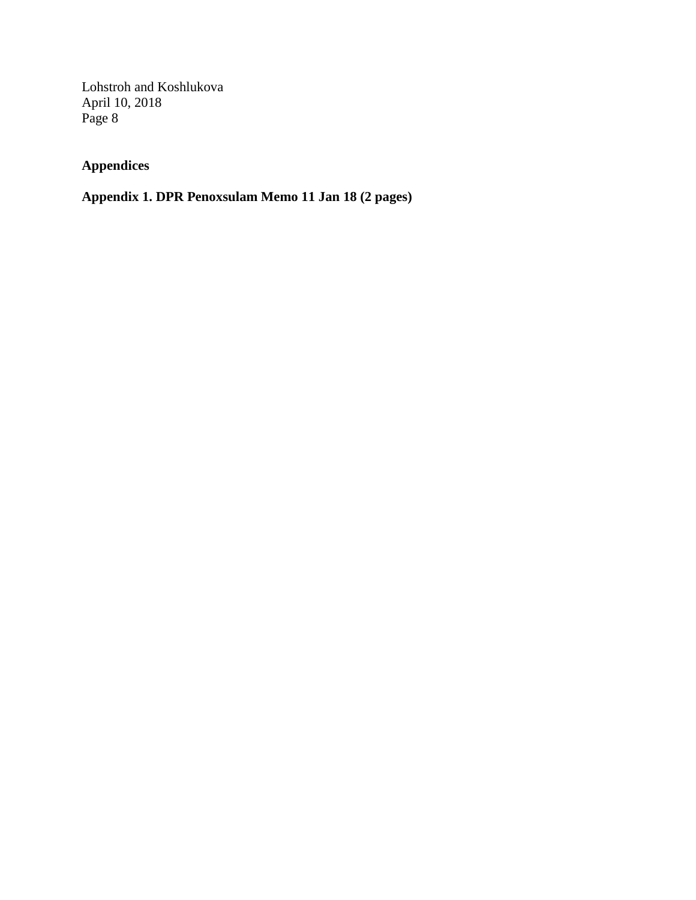## Appendices

### Appendix 1. DPR Penoxsulam Memo 11 Jan 18 (2 pages)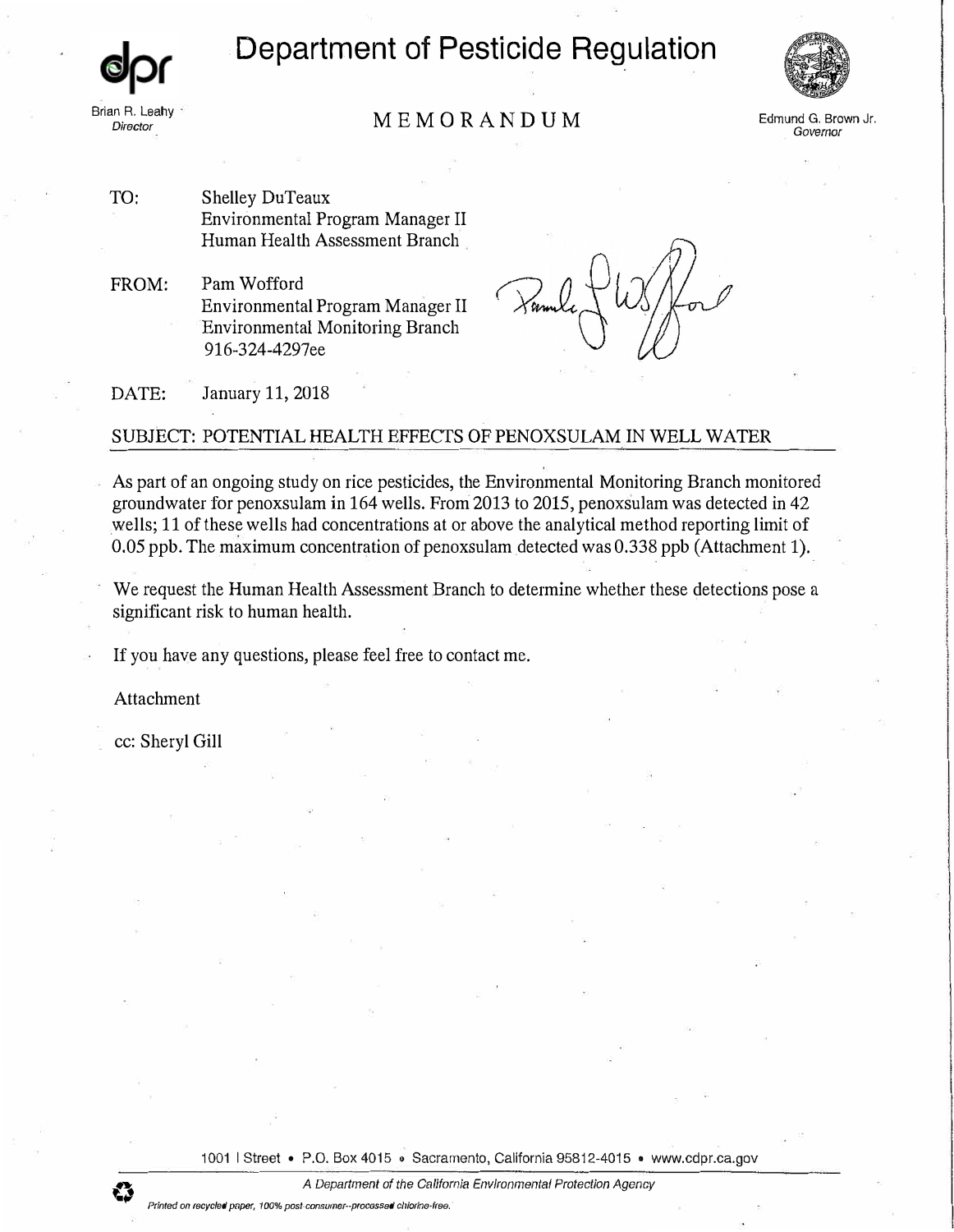# Department of Pesticide Regulation

Brian R. Leahy
*Director*

## MEMORANDUM

Edmund G. Brown Jr.
*Governor*

TO: Shelley DuTeaux
Environmental Program Manager II
Human Health Assessment Branch

FROM: Pam Wofford
Environmental Program Manager II
Environmental Monitoring Branch
916-324-4297ee

DATE: January 11, 2018

SUBJECT: POTENTIAL HEALTH EFFECTS OF PENOXSULAM IN WELL WATER

As part of an ongoing study on rice pesticides, the Environmental Monitoring Branch monitored groundwater for penoxsulam in 164 wells. From 2013 to 2015, penoxsulam was detected in 42 wells; 11 of these wells had concentrations at or above the analytical method reporting limit of 0.05 ppb. The maximum concentration of penoxsulam detected was 0.338 ppb (Attachment 1).

We request the Human Health Assessment Branch to determine whether these detections pose a significant risk to human health.

If you have any questions, please feel free to contact me.

Attachment

cc: Sheryl Gill

1001 I Street • P.O. Box 4015 • Sacramento, California 95812-4015 • www.cdpr.ca.gov

*A Department of the California Environmental Protection Agency*

*Printed on recycled paper, 100% post-consumer--processed chlorine-free.*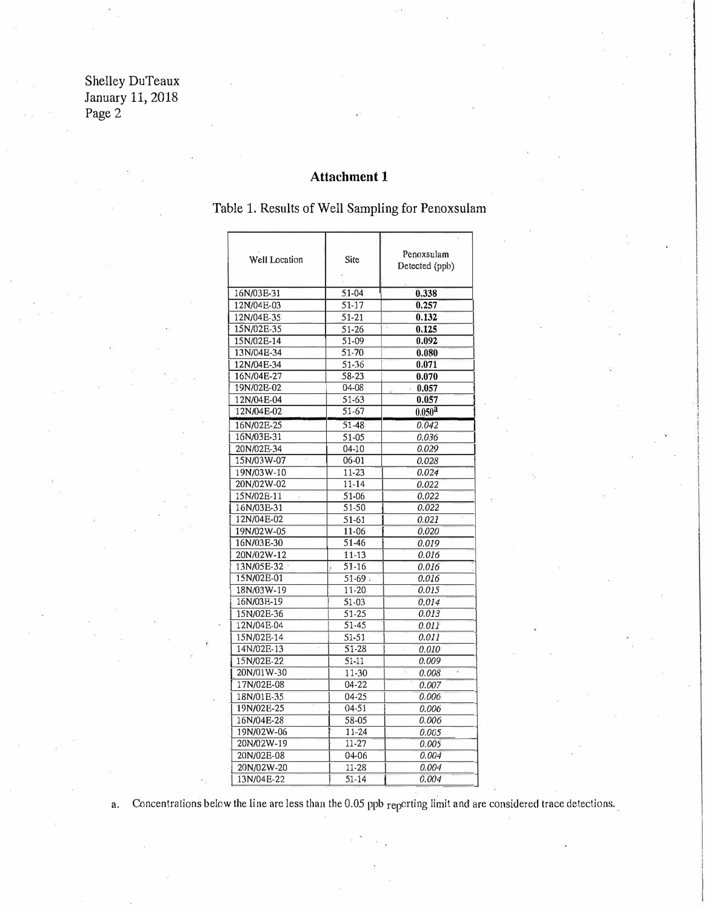## Attachment 1

Table 1. Results of Well Sampling for Penoxsulam

| Well Location | Site | Penoxsulam Detected (ppb) |
|---|---|---|
| 16N/03E-31 | 51-04 | **0.338** |
| 12N/04E-03 | 51-17 | **0.257** |
| 12N/04E-35 | 51-21 | **0.132** |
| 15N/02E-35 | 51-26 | **0.125** |
| 15N/02E-14 | 51-09 | **0.092** |
| 13N/04E-34 | 51-70 | **0.080** |
| 12N/04E-34 | 51-36 | **0.071** |
| 16N/04E-27 | 58-23 | **0.070** |
| 19N/02E-02 | 04-08 | **0.057** |
| 12N/04E-04 | 51-63 | **0.057** |
| 12N/04E-02 | 51-67 | 0.050[a] |
| 16N/02E-25 | 51-48 | *0.042* |
| 16N/03E-31 | 51-05 | *0.036* |
| 20N/02E-34 | 04-10 | *0.029* |
| 15N/03W-07 | 06-01 | *0.028* |
| 19N/03W-10 | 11-23 | *0.024* |
| 20N/02W-02 | 11-14 | *0.022* |
| 15N/02E-11 | 51-06 | *0.022* |
| 16N/03E-31 | 51-50 | *0.022* |
| 12N/04E-02 | 51-61 | *0.021* |
| 19N/02W-05 | 11-06 | *0.020* |
| 16N/03E-30 | 51-46 | *0.019* |
| 20N/02W-12 | 11-13 | *0.016* |
| 13N/05E-32 | 51-16 | *0.016* |
| 15N/02E-01 | 51-69 | *0.016* |
| 18N/03W-19 | 11-20 | *0.015* |
| 16N/03E-19 | 51-03 | *0.014* |
| 15N/02E-36 | 51-25 | *0.013* |
| 12N/04E-04 | 51-45 | *0.011* |
| 15N/02E-14 | 51-51 | *0.011* |
| 14N/02E-13 | 51-28 | *0.010* |
| 15N/02E-22 | 51-11 | *0.009* |
| 20N/01W-30 | 11-30 | *0.008* |
| 17N/02E-08 | 04-22 | *0.007* |
| 18N/01E-35 | 04-25 | *0.006* |
| 19N/02E-25 | 04-51 | *0.006* |
| 16N/04E-28 | 58-05 | *0.006* |
| 19N/02W-06 | 11-24 | *0.005* |
| 20N/02W-19 | 11-27 | *0.005* |
| 20N/02E-08 | 04-06 | *0.004* |
| 20N/02W-20 | 11-28 | *0.004* |
| 13N/04E-22 | 51-14 | *0.004* |

a. Concentrations below the line are less than the 0.05 ppb reporting limit and are considered trace detections.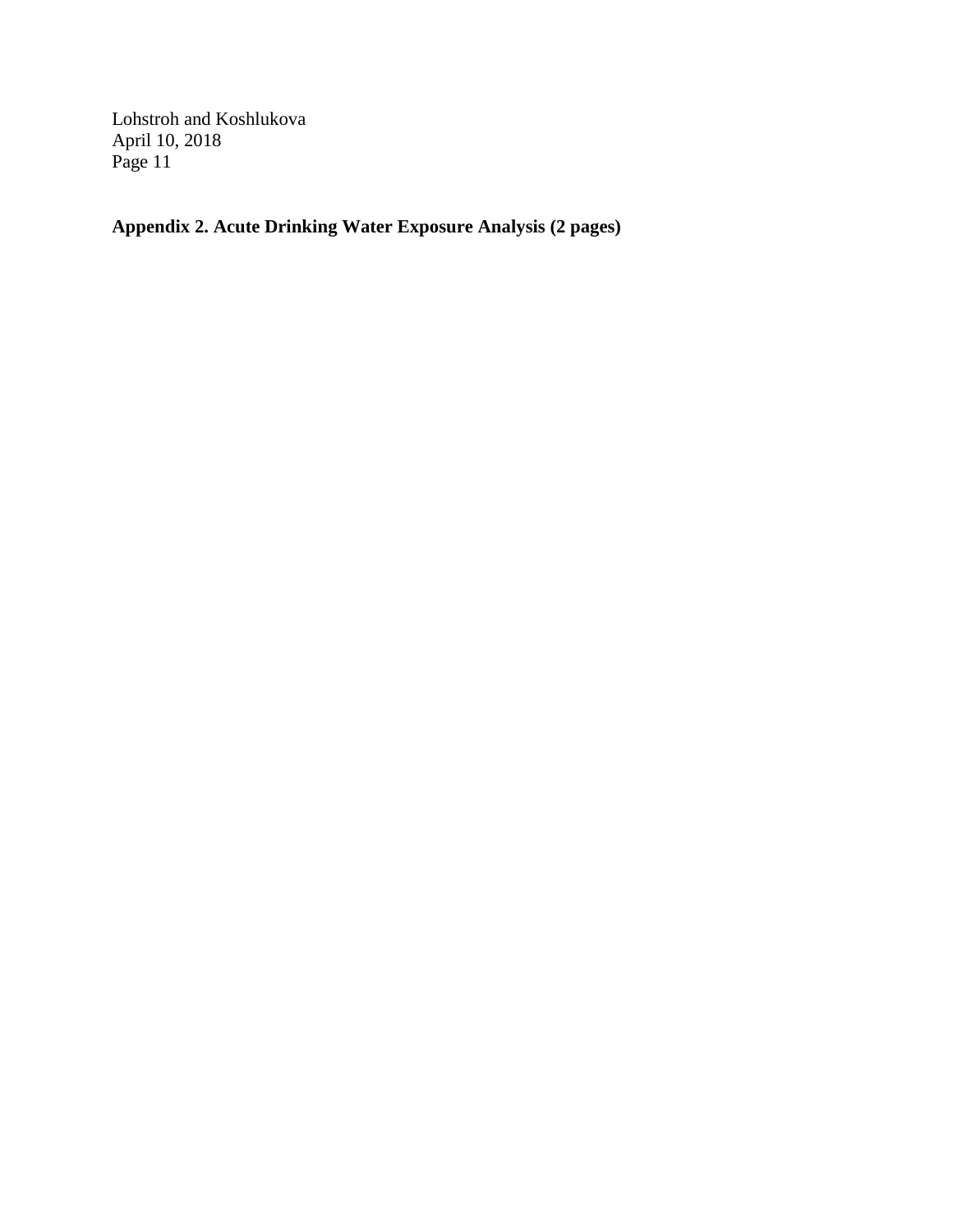**Appendix 2. Acute Drinking Water Exposure Analysis (2 pages)**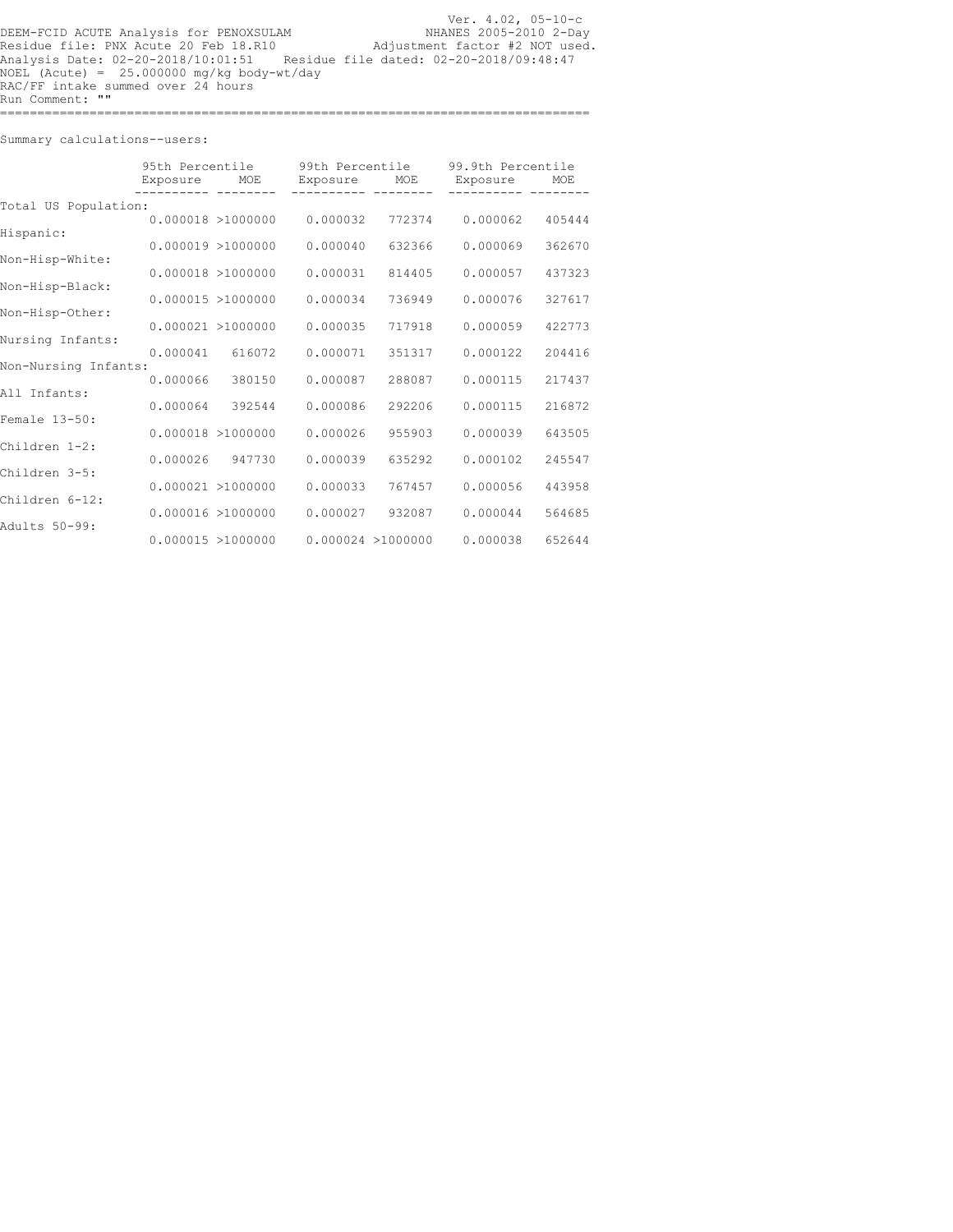DEEM-FCID ACUTE Analysis for PENOXSULAM  
Residue file: PNX Acute 20 Feb 18.R10  
Analysis Date: 02-20-2018/10:01:51  
NOEL (Acute) = 25.000000 mg/kg body-wt/day  
RAC/FF intake summed over 24 hours  
Run Comment: ""

Ver. 4.02, 05-10-c  
NHANES 2005-2010 2-Day  
Adjustment factor #2 NOT used.  
Residue file dated: 02-20-2018/09:48:47

Summary calculations--users:

| | 95th Percentile | | 99th Percentile | | 99.9th Percentile | |
|---|---|---|---|---|---|---|
| | Exposure | MOE | Exposure | MOE | Exposure | MOE |
| Total US Population: | 0.000018 | >1000000 | 0.000032 | 772374 | 0.000062 | 405444 |
| Hispanic: | 0.000019 | >1000000 | 0.000040 | 632366 | 0.000069 | 362670 |
| Non-Hisp-White: | 0.000018 | >1000000 | 0.000031 | 814405 | 0.000057 | 437323 |
| Non-Hisp-Black: | 0.000015 | >1000000 | 0.000034 | 736949 | 0.000076 | 327617 |
| Non-Hisp-Other: | 0.000021 | >1000000 | 0.000035 | 717918 | 0.000059 | 422773 |
| Nursing Infants: | 0.000041 | 616072 | 0.000071 | 351317 | 0.000122 | 204416 |
| Non-Nursing Infants: | 0.000066 | 380150 | 0.000087 | 288087 | 0.000115 | 217437 |
| All Infants: | 0.000064 | 392544 | 0.000086 | 292206 | 0.000115 | 216872 |
| Female 13-50: | 0.000018 | >1000000 | 0.000026 | 955903 | 0.000039 | 643505 |
| Children 1-2: | 0.000026 | 947730 | 0.000039 | 635292 | 0.000102 | 245547 |
| Children 3-5: | 0.000021 | >1000000 | 0.000033 | 767457 | 0.000056 | 443958 |
| Children 6-12: | 0.000016 | >1000000 | 0.000027 | 932087 | 0.000044 | 564685 |
| Adults 50-99: | 0.000015 | >1000000 | 0.000024 | >1000000 | 0.000038 | 652644 |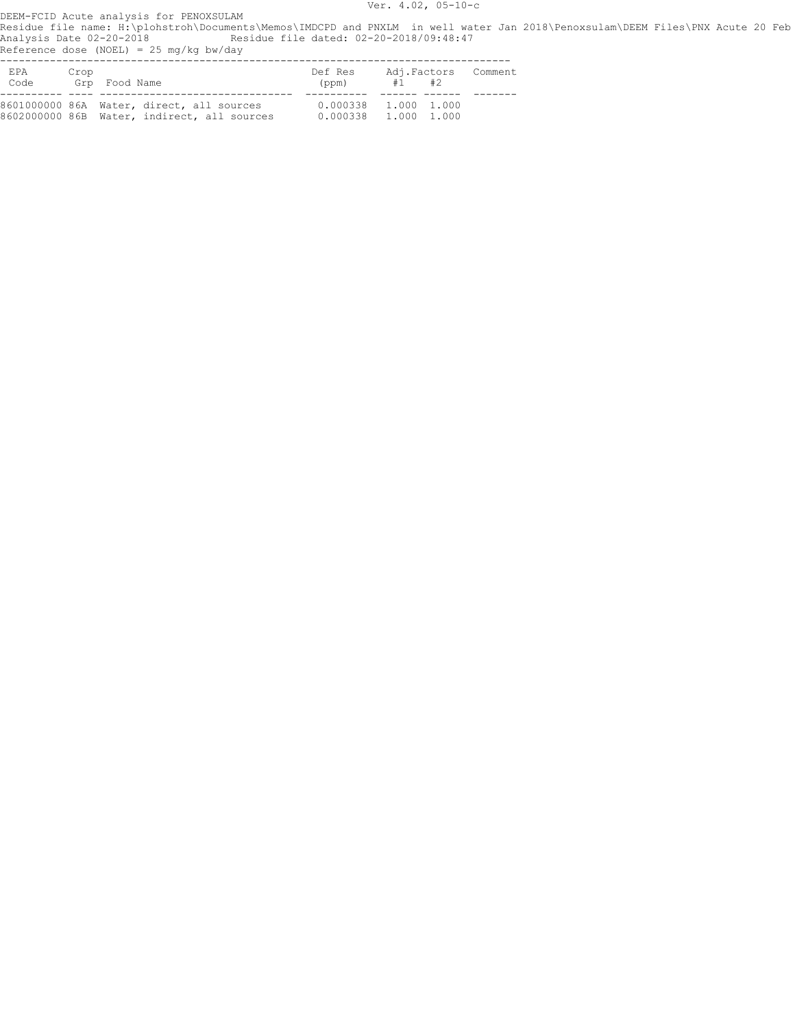Ver. 4.02, 05-10-c

DEEM-FCID Acute analysis for PENOXSULAM

Residue file name: H:\plohstroh\Documents\Memos\IMDCPD and PNXLM in well water Jan 2018\Penoxsulam\DEEM Files\PNX Acute 20 Feb

Analysis Date 02-20-2018 Residue file dated: 02-20-2018/09:48:47

Reference dose (NOEL) = 25 mg/kg bw/day

| EPA Code | Crop Grp | Food Name | Def Res (ppm) | Adj.Factors #1 | Adj.Factors #2 | Comment |
|---|---|---|---|---|---|---|
| 8601000000 | 86A | Water, direct, all sources | 0.000338 | 1.000 | 1.000 | |
| 8602000000 | 86B | Water, indirect, all sources | 0.000338 | 1.000 | 1.000 | |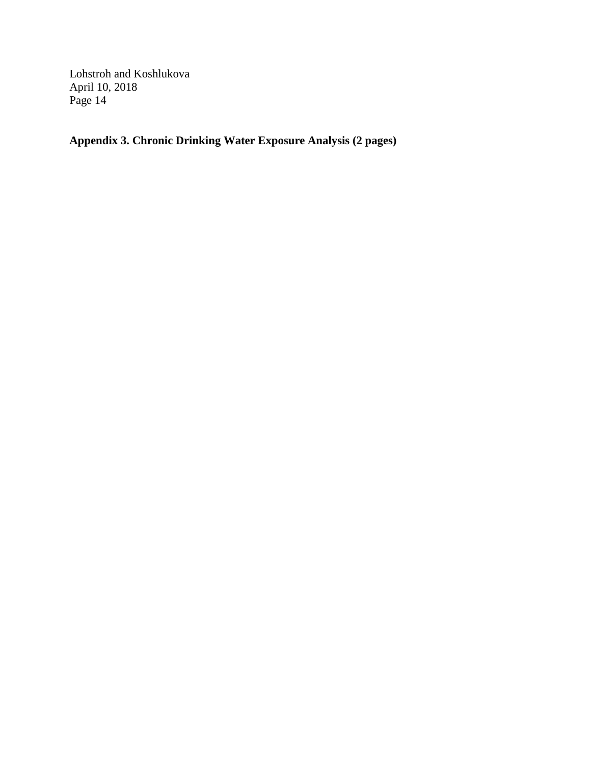**Appendix 3. Chronic Drinking Water Exposure Analysis (2 pages)**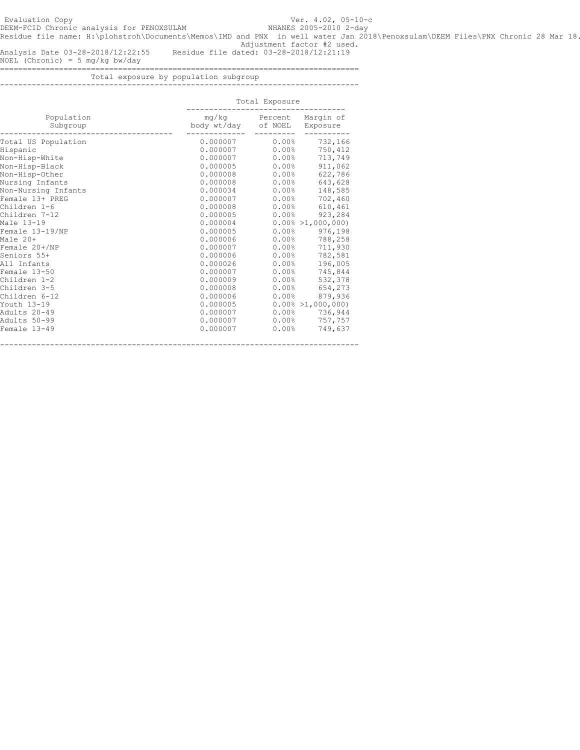Evaluation Copy Ver. 4.02, 05-10-c

DEEM-FCID Chronic analysis for PENOXSULAM NHANES 2005-2010 2-day

Residue file name: H:\plohstroh\Documents\Memos\IMD and PNX in well water Jan 2018\Penoxsulam\DEEM Files\PNX Chronic 28 Mar 18.

Adjustment factor #2 used.

Analysis Date 03-28-2018/12:22:55 Residue file dated: 03-28-2018/12:21:19

NOEL (Chronic) = 5 mg/kg bw/day

## Total exposure by population subgroup

| Population Subgroup | Total Exposure | | |
|---|---|---|---|
| | mg/kg body wt/day | Percent of NOEL | Margin of Exposure |
| Total US Population | 0.000007 | 0.00% | 732,166 |
| Hispanic | 0.000007 | 0.00% | 750,412 |
| Non-Hisp-White | 0.000007 | 0.00% | 713,749 |
| Non-Hisp-Black | 0.000005 | 0.00% | 911,062 |
| Non-Hisp-Other | 0.000008 | 0.00% | 622,786 |
| Nursing Infants | 0.000008 | 0.00% | 643,628 |
| Non-Nursing Infants | 0.000034 | 0.00% | 148,585 |
| Female 13+ PREG | 0.000007 | 0.00% | 702,460 |
| Children 1-6 | 0.000008 | 0.00% | 610,461 |
| Children 7-12 | 0.000005 | 0.00% | 923,284 |
| Male 13-19 | 0.000004 | 0.00% | >1,000,000) |
| Female 13-19/NP | 0.000005 | 0.00% | 976,198 |
| Male 20+ | 0.000006 | 0.00% | 788,258 |
| Female 20+/NP | 0.000007 | 0.00% | 711,930 |
| Seniors 55+ | 0.000006 | 0.00% | 782,581 |
| All Infants | 0.000026 | 0.00% | 196,005 |
| Female 13-50 | 0.000007 | 0.00% | 745,844 |
| Children 1-2 | 0.000009 | 0.00% | 532,378 |
| Children 3-5 | 0.000008 | 0.00% | 654,273 |
| Children 6-12 | 0.000006 | 0.00% | 879,936 |
| Youth 13-19 | 0.000005 | 0.00% | >1,000,000) |
| Adults 20-49 | 0.000007 | 0.00% | 736,944 |
| Adults 50-99 | 0.000007 | 0.00% | 757,757 |
| Female 13-49 | 0.000007 | 0.00% | 749,637 |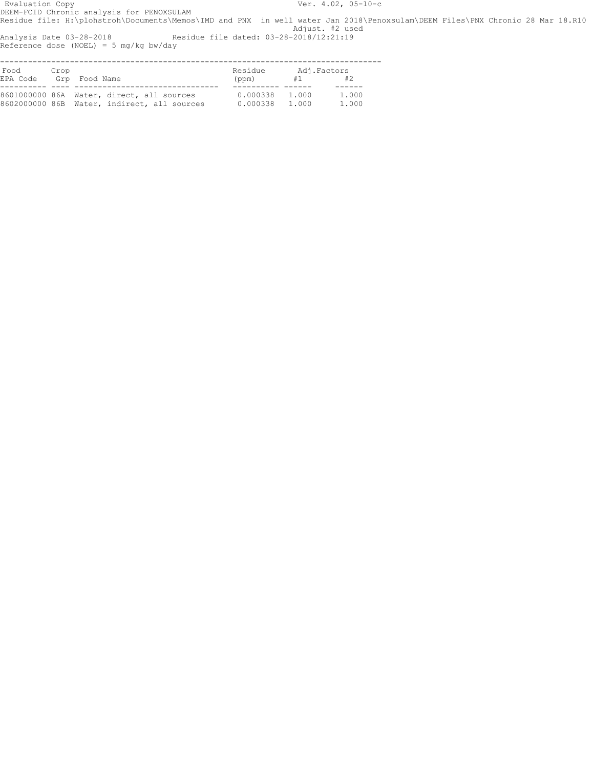Evaluation Copy Ver. 4.02, 05-10-c

DEEM-FCID Chronic analysis for PENOXSULAM

Residue file: H:\plohstroh\Documents\Memos\IMD and PNX in well water Jan 2018\Penoxsulam\DEEM Files\PNX Chronic 28 Mar 18.R10

Adjust. #2 used

Analysis Date 03-28-2018 Residue file dated: 03-28-2018/12:21:19

Reference dose (NOEL) = 5 mg/kg bw/day

| Food EPA Code | Crop Grp | Food Name | Residue (ppm) | Adj.Factors #1 | #2 |
|---|---|---|---|---|---|
| 8601000000 | 86A | Water, direct, all sources | 0.000338 | 1.000 | 1.000 |
| 8602000000 | 86B | Water, indirect, all sources | 0.000338 | 1.000 | 1.000 |